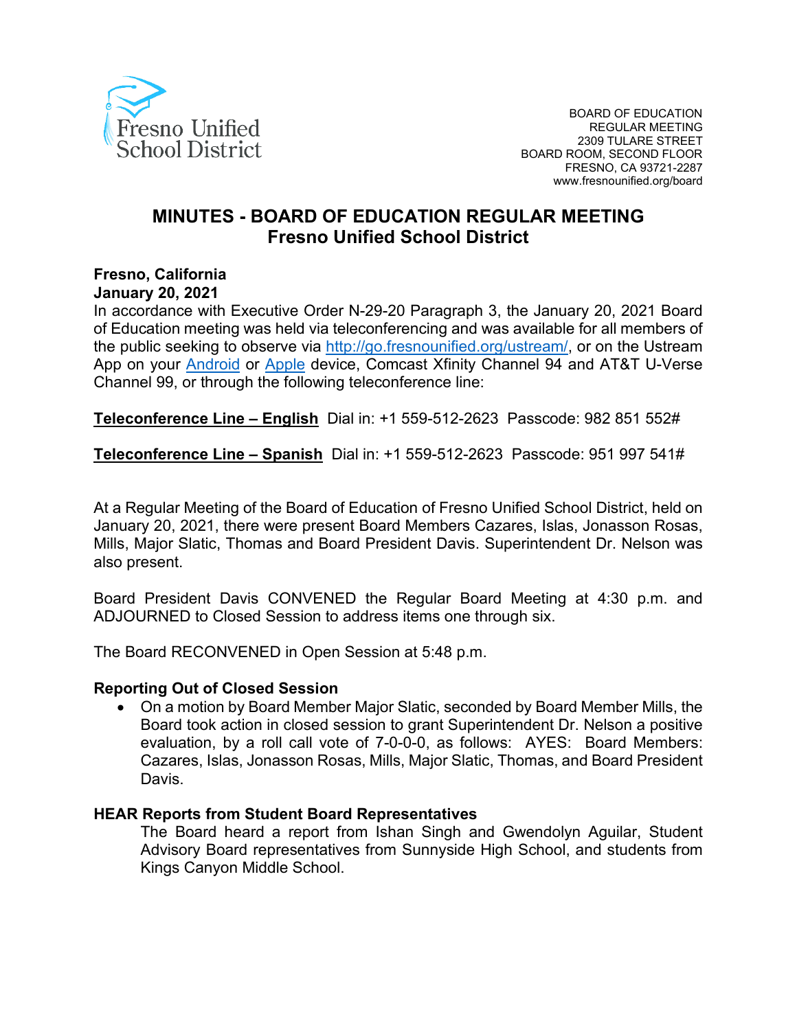Fresno Unified School District

BOARD OF EDUCATION
REGULAR MEETING
2309 TULARE STREET
BOARD ROOM, SECOND FLOOR
FRESNO, CA 93721-2287
www.fresnounified.org/board

# MINUTES - BOARD OF EDUCATION REGULAR MEETING
## Fresno Unified School District

**Fresno, California**
**January 20, 2021**

In accordance with Executive Order N-29-20 Paragraph 3, the January 20, 2021 Board of Education meeting was held via teleconferencing and was available for all members of the public seeking to observe via http://go.fresnounified.org/ustream/, or on the Ustream App on your Android or Apple device, Comcast Xfinity Channel 94 and AT&T U-Verse Channel 99, or through the following teleconference line:

**Teleconference Line – English** Dial in: +1 559-512-2623 Passcode: 982 851 552#

**Teleconference Line – Spanish** Dial in: +1 559-512-2623 Passcode: 951 997 541#

At a Regular Meeting of the Board of Education of Fresno Unified School District, held on January 20, 2021, there were present Board Members Cazares, Islas, Jonasson Rosas, Mills, Major Slatic, Thomas and Board President Davis. Superintendent Dr. Nelson was also present.

Board President Davis CONVENED the Regular Board Meeting at 4:30 p.m. and ADJOURNED to Closed Session to address items one through six.

The Board RECONVENED in Open Session at 5:48 p.m.

**Reporting Out of Closed Session**

- On a motion by Board Member Major Slatic, seconded by Board Member Mills, the Board took action in closed session to grant Superintendent Dr. Nelson a positive evaluation, by a roll call vote of 7-0-0-0, as follows: AYES: Board Members: Cazares, Islas, Jonasson Rosas, Mills, Major Slatic, Thomas, and Board President Davis.

**HEAR Reports from Student Board Representatives**

The Board heard a report from Ishan Singh and Gwendolyn Aguilar, Student Advisory Board representatives from Sunnyside High School, and students from Kings Canyon Middle School.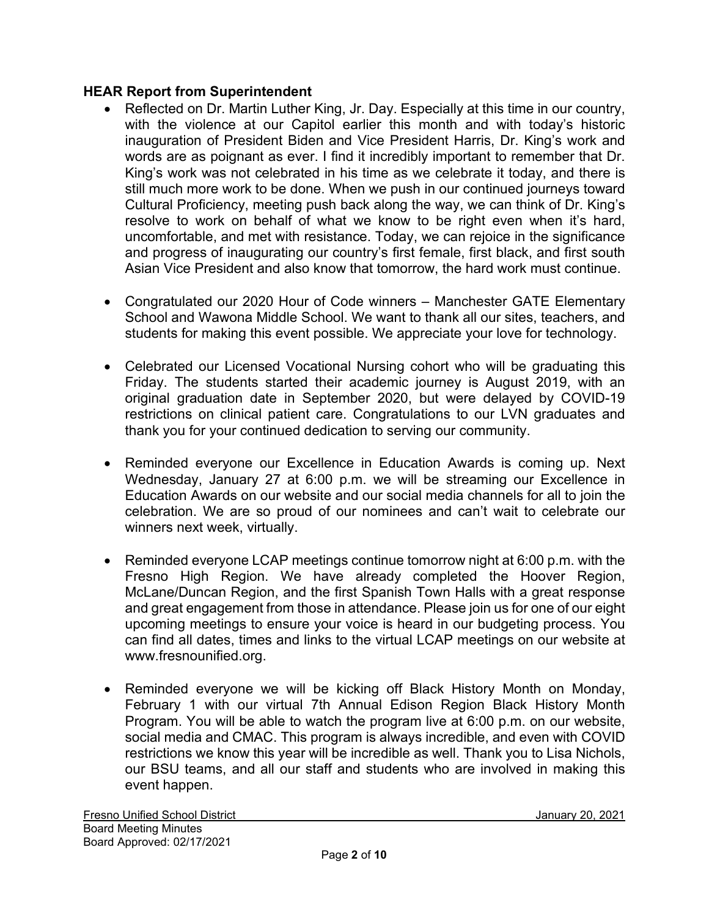**HEAR Report from Superintendent**

- Reflected on Dr. Martin Luther King, Jr. Day. Especially at this time in our country, with the violence at our Capitol earlier this month and with today's historic inauguration of President Biden and Vice President Harris, Dr. King's work and words are as poignant as ever. I find it incredibly important to remember that Dr. King's work was not celebrated in his time as we celebrate it today, and there is still much more work to be done. When we push in our continued journeys toward Cultural Proficiency, meeting push back along the way, we can think of Dr. King's resolve to work on behalf of what we know to be right even when it's hard, uncomfortable, and met with resistance. Today, we can rejoice in the significance and progress of inaugurating our country's first female, first black, and first south Asian Vice President and also know that tomorrow, the hard work must continue.

- Congratulated our 2020 Hour of Code winners – Manchester GATE Elementary School and Wawona Middle School. We want to thank all our sites, teachers, and students for making this event possible. We appreciate your love for technology.

- Celebrated our Licensed Vocational Nursing cohort who will be graduating this Friday. The students started their academic journey is August 2019, with an original graduation date in September 2020, but were delayed by COVID-19 restrictions on clinical patient care. Congratulations to our LVN graduates and thank you for your continued dedication to serving our community.

- Reminded everyone our Excellence in Education Awards is coming up. Next Wednesday, January 27 at 6:00 p.m. we will be streaming our Excellence in Education Awards on our website and our social media channels for all to join the celebration. We are so proud of our nominees and can't wait to celebrate our winners next week, virtually.

- Reminded everyone LCAP meetings continue tomorrow night at 6:00 p.m. with the Fresno High Region. We have already completed the Hoover Region, McLane/Duncan Region, and the first Spanish Town Halls with a great response and great engagement from those in attendance. Please join us for one of our eight upcoming meetings to ensure your voice is heard in our budgeting process. You can find all dates, times and links to the virtual LCAP meetings on our website at www.fresnounified.org.

- Reminded everyone we will be kicking off Black History Month on Monday, February 1 with our virtual 7th Annual Edison Region Black History Month Program. You will be able to watch the program live at 6:00 p.m. on our website, social media and CMAC. This program is always incredible, and even with COVID restrictions we know this year will be incredible as well. Thank you to Lisa Nichols, our BSU teams, and all our staff and students who are involved in making this event happen.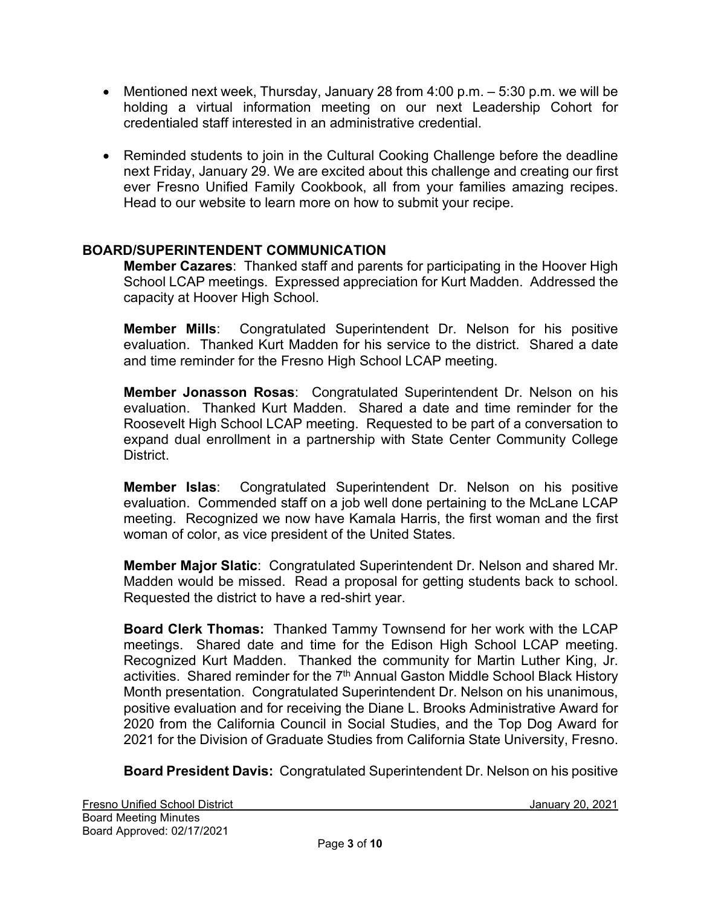- Mentioned next week, Thursday, January 28 from 4:00 p.m. – 5:30 p.m. we will be holding a virtual information meeting on our next Leadership Cohort for credentialed staff interested in an administrative credential.
- Reminded students to join in the Cultural Cooking Challenge before the deadline next Friday, January 29. We are excited about this challenge and creating our first ever Fresno Unified Family Cookbook, all from your families amazing recipes. Head to our website to learn more on how to submit your recipe.

## BOARD/SUPERINTENDENT COMMUNICATION

**Member Cazares**: Thanked staff and parents for participating in the Hoover High School LCAP meetings. Expressed appreciation for Kurt Madden. Addressed the capacity at Hoover High School.

**Member Mills**: Congratulated Superintendent Dr. Nelson for his positive evaluation. Thanked Kurt Madden for his service to the district. Shared a date and time reminder for the Fresno High School LCAP meeting.

**Member Jonasson Rosas**: Congratulated Superintendent Dr. Nelson on his evaluation. Thanked Kurt Madden. Shared a date and time reminder for the Roosevelt High School LCAP meeting. Requested to be part of a conversation to expand dual enrollment in a partnership with State Center Community College District.

**Member Islas**: Congratulated Superintendent Dr. Nelson on his positive evaluation. Commended staff on a job well done pertaining to the McLane LCAP meeting. Recognized we now have Kamala Harris, the first woman and the first woman of color, as vice president of the United States.

**Member Major Slatic**: Congratulated Superintendent Dr. Nelson and shared Mr. Madden would be missed. Read a proposal for getting students back to school. Requested the district to have a red-shirt year.

**Board Clerk Thomas:** Thanked Tammy Townsend for her work with the LCAP meetings. Shared date and time for the Edison High School LCAP meeting. Recognized Kurt Madden. Thanked the community for Martin Luther King, Jr. activities. Shared reminder for the 7th Annual Gaston Middle School Black History Month presentation. Congratulated Superintendent Dr. Nelson on his unanimous, positive evaluation and for receiving the Diane L. Brooks Administrative Award for 2020 from the California Council in Social Studies, and the Top Dog Award for 2021 for the Division of Graduate Studies from California State University, Fresno.

**Board President Davis:** Congratulated Superintendent Dr. Nelson on his positive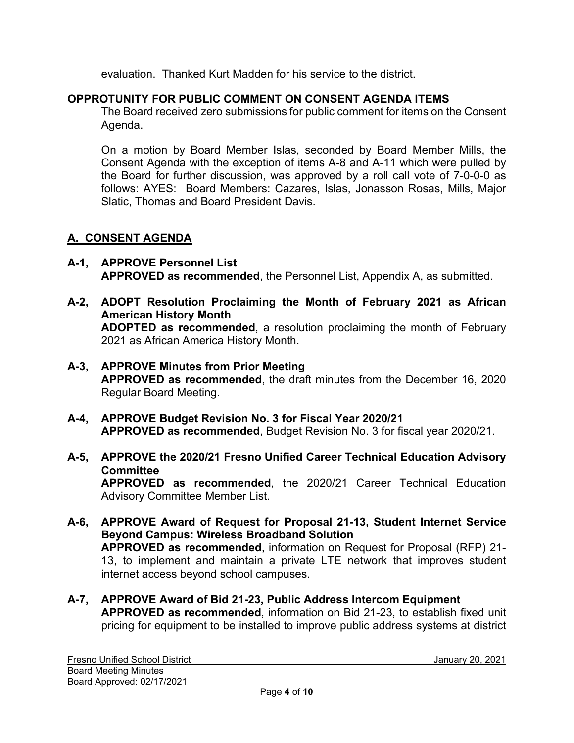evaluation. Thanked Kurt Madden for his service to the district.

**OPPROTUNITY FOR PUBLIC COMMENT ON CONSENT AGENDA ITEMS**

The Board received zero submissions for public comment for items on the Consent Agenda.

On a motion by Board Member Islas, seconded by Board Member Mills, the Consent Agenda with the exception of items A-8 and A-11 which were pulled by the Board for further discussion, was approved by a roll call vote of 7-0-0-0 as follows: AYES: Board Members: Cazares, Islas, Jonasson Rosas, Mills, Major Slatic, Thomas and Board President Davis.

## A. CONSENT AGENDA

**A-1, APPROVE Personnel List**
**APPROVED as recommended**, the Personnel List, Appendix A, as submitted.

**A-2, ADOPT Resolution Proclaiming the Month of February 2021 as African American History Month**
**ADOPTED as recommended**, a resolution proclaiming the month of February 2021 as African America History Month.

**A-3, APPROVE Minutes from Prior Meeting**
**APPROVED as recommended**, the draft minutes from the December 16, 2020 Regular Board Meeting.

**A-4, APPROVE Budget Revision No. 3 for Fiscal Year 2020/21**
**APPROVED as recommended**, Budget Revision No. 3 for fiscal year 2020/21.

**A-5, APPROVE the 2020/21 Fresno Unified Career Technical Education Advisory Committee**
**APPROVED as recommended**, the 2020/21 Career Technical Education Advisory Committee Member List.

**A-6, APPROVE Award of Request for Proposal 21-13, Student Internet Service Beyond Campus: Wireless Broadband Solution**
**APPROVED as recommended**, information on Request for Proposal (RFP) 21-13, to implement and maintain a private LTE network that improves student internet access beyond school campuses.

**A-7, APPROVE Award of Bid 21-23, Public Address Intercom Equipment**
**APPROVED as recommended**, information on Bid 21-23, to establish fixed unit pricing for equipment to be installed to improve public address systems at district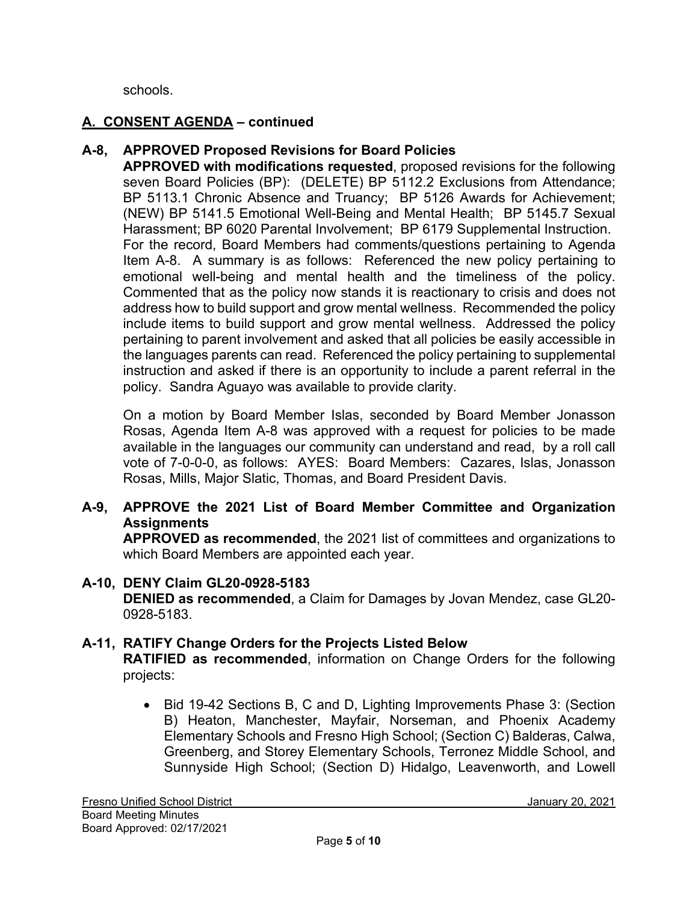schools.

## A. CONSENT AGENDA – continued

### A-8, APPROVED Proposed Revisions for Board Policies

**APPROVED with modifications requested**, proposed revisions for the following seven Board Policies (BP): (DELETE) BP 5112.2 Exclusions from Attendance; BP 5113.1 Chronic Absence and Truancy; BP 5126 Awards for Achievement; (NEW) BP 5141.5 Emotional Well-Being and Mental Health; BP 5145.7 Sexual Harassment; BP 6020 Parental Involvement; BP 6179 Supplemental Instruction. For the record, Board Members had comments/questions pertaining to Agenda Item A-8. A summary is as follows: Referenced the new policy pertaining to emotional well-being and mental health and the timeliness of the policy. Commented that as the policy now stands it is reactionary to crisis and does not address how to build support and grow mental wellness. Recommended the policy include items to build support and grow mental wellness. Addressed the policy pertaining to parent involvement and asked that all policies be easily accessible in the languages parents can read. Referenced the policy pertaining to supplemental instruction and asked if there is an opportunity to include a parent referral in the policy. Sandra Aguayo was available to provide clarity.

On a motion by Board Member Islas, seconded by Board Member Jonasson Rosas, Agenda Item A-8 was approved with a request for policies to be made available in the languages our community can understand and read, by a roll call vote of 7-0-0-0, as follows: AYES: Board Members: Cazares, Islas, Jonasson Rosas, Mills, Major Slatic, Thomas, and Board President Davis.

### A-9, APPROVE the 2021 List of Board Member Committee and Organization Assignments

**APPROVED as recommended**, the 2021 list of committees and organizations to which Board Members are appointed each year.

### A-10, DENY Claim GL20-0928-5183

**DENIED as recommended**, a Claim for Damages by Jovan Mendez, case GL20-0928-5183.

### A-11, RATIFY Change Orders for the Projects Listed Below

**RATIFIED as recommended**, information on Change Orders for the following projects:

- Bid 19-42 Sections B, C and D, Lighting Improvements Phase 3: (Section B) Heaton, Manchester, Mayfair, Norseman, and Phoenix Academy Elementary Schools and Fresno High School; (Section C) Balderas, Calwa, Greenberg, and Storey Elementary Schools, Terronez Middle School, and Sunnyside High School; (Section D) Hidalgo, Leavenworth, and Lowell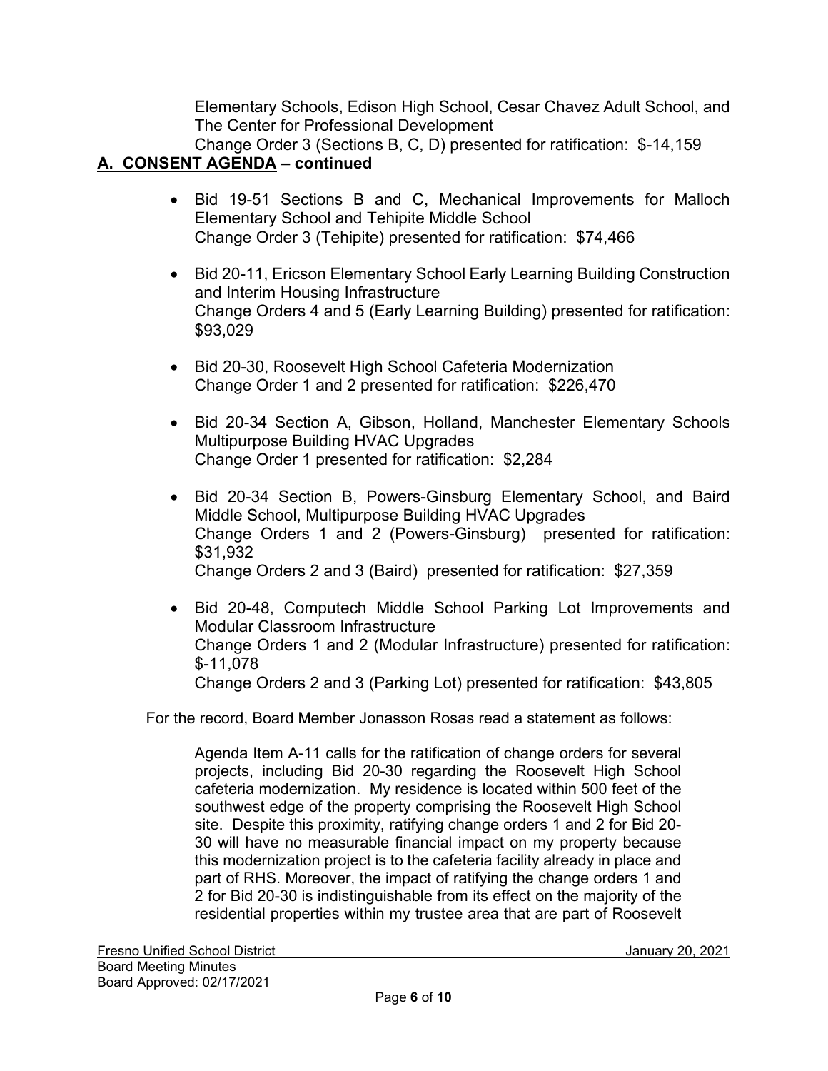Elementary Schools, Edison High School, Cesar Chavez Adult School, and The Center for Professional Development
Change Order 3 (Sections B, C, D) presented for ratification: $-14,159

## A. CONSENT AGENDA – continued

- Bid 19-51 Sections B and C, Mechanical Improvements for Malloch Elementary School and Tehipite Middle School
  Change Order 3 (Tehipite) presented for ratification: $74,466

- Bid 20-11, Ericson Elementary School Early Learning Building Construction and Interim Housing Infrastructure
  Change Orders 4 and 5 (Early Learning Building) presented for ratification: $93,029

- Bid 20-30, Roosevelt High School Cafeteria Modernization
  Change Order 1 and 2 presented for ratification: $226,470

- Bid 20-34 Section A, Gibson, Holland, Manchester Elementary Schools Multipurpose Building HVAC Upgrades
  Change Order 1 presented for ratification: $2,284

- Bid 20-34 Section B, Powers-Ginsburg Elementary School, and Baird Middle School, Multipurpose Building HVAC Upgrades
  Change Orders 1 and 2 (Powers-Ginsburg) presented for ratification: $31,932
  Change Orders 2 and 3 (Baird) presented for ratification: $27,359

- Bid 20-48, Computech Middle School Parking Lot Improvements and Modular Classroom Infrastructure
  Change Orders 1 and 2 (Modular Infrastructure) presented for ratification: $-11,078
  Change Orders 2 and 3 (Parking Lot) presented for ratification: $43,805

For the record, Board Member Jonasson Rosas read a statement as follows:

> Agenda Item A-11 calls for the ratification of change orders for several projects, including Bid 20-30 regarding the Roosevelt High School cafeteria modernization. My residence is located within 500 feet of the southwest edge of the property comprising the Roosevelt High School site. Despite this proximity, ratifying change orders 1 and 2 for Bid 20-30 will have no measurable financial impact on my property because this modernization project is to the cafeteria facility already in place and part of RHS. Moreover, the impact of ratifying the change orders 1 and 2 for Bid 20-30 is indistinguishable from its effect on the majority of the residential properties within my trustee area that are part of Roosevelt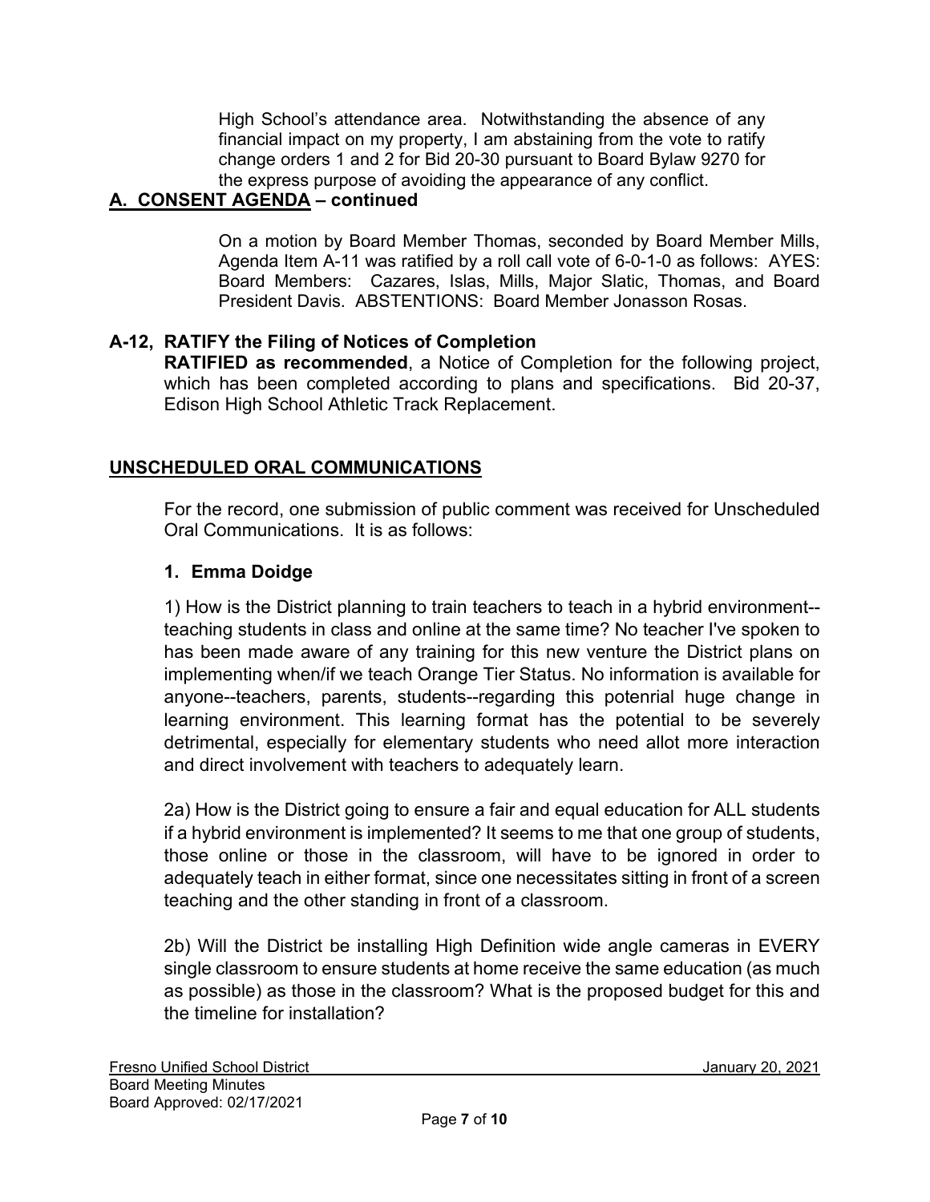High School's attendance area. Notwithstanding the absence of any financial impact on my property, I am abstaining from the vote to ratify change orders 1 and 2 for Bid 20-30 pursuant to Board Bylaw 9270 for the express purpose of avoiding the appearance of any conflict.

## A. CONSENT AGENDA – continued

On a motion by Board Member Thomas, seconded by Board Member Mills, Agenda Item A-11 was ratified by a roll call vote of 6-0-1-0 as follows: AYES: Board Members: Cazares, Islas, Mills, Major Slatic, Thomas, and Board President Davis. ABSTENTIONS: Board Member Jonasson Rosas.

### A-12, RATIFY the Filing of Notices of Completion

**RATIFIED as recommended**, a Notice of Completion for the following project, which has been completed according to plans and specifications. Bid 20-37, Edison High School Athletic Track Replacement.

## UNSCHEDULED ORAL COMMUNICATIONS

For the record, one submission of public comment was received for Unscheduled Oral Communications. It is as follows:

### 1. Emma Doidge

1) How is the District planning to train teachers to teach in a hybrid environment--teaching students in class and online at the same time? No teacher I've spoken to has been made aware of any training for this new venture the District plans on implementing when/if we teach Orange Tier Status. No information is available for anyone--teachers, parents, students--regarding this potenrial huge change in learning environment. This learning format has the potential to be severely detrimental, especially for elementary students who need allot more interaction and direct involvement with teachers to adequately learn.

2a) How is the District going to ensure a fair and equal education for ALL students if a hybrid environment is implemented? It seems to me that one group of students, those online or those in the classroom, will have to be ignored in order to adequately teach in either format, since one necessitates sitting in front of a screen teaching and the other standing in front of a classroom.

2b) Will the District be installing High Definition wide angle cameras in EVERY single classroom to ensure students at home receive the same education (as much as possible) as those in the classroom? What is the proposed budget for this and the timeline for installation?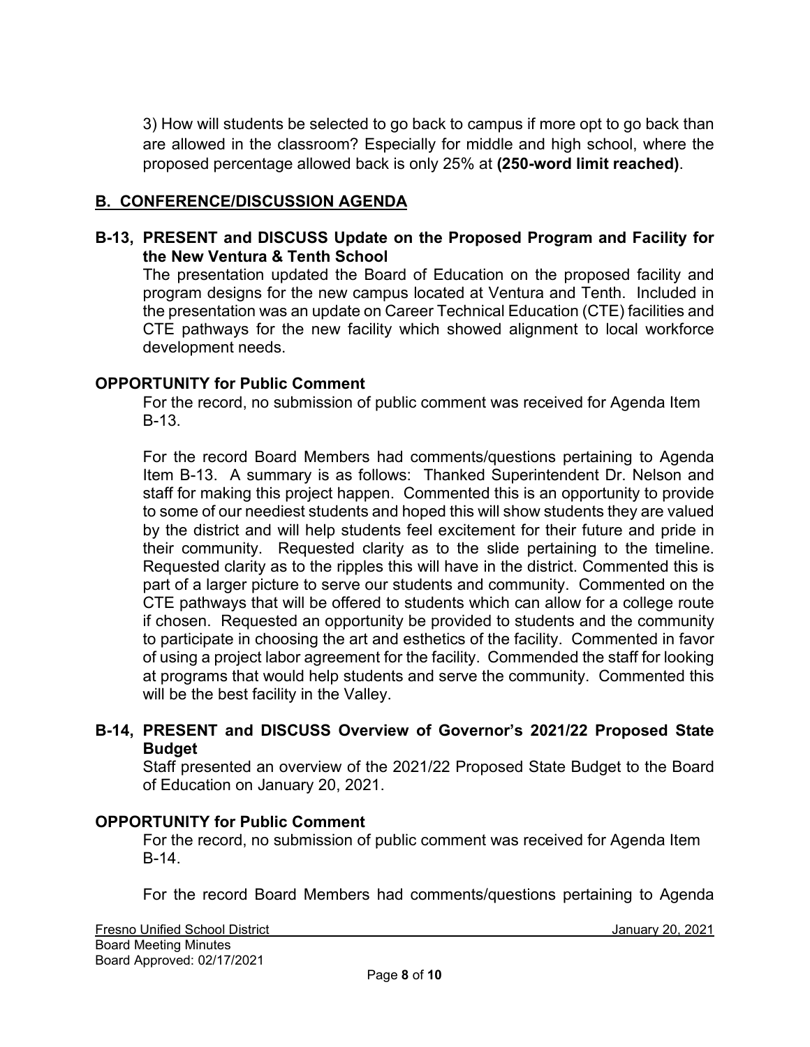3) How will students be selected to go back to campus if more opt to go back than are allowed in the classroom? Especially for middle and high school, where the proposed percentage allowed back is only 25% at **(250-word limit reached)**.

## B. CONFERENCE/DISCUSSION AGENDA

### B-13, PRESENT and DISCUSS Update on the Proposed Program and Facility for the New Ventura & Tenth School

The presentation updated the Board of Education on the proposed facility and program designs for the new campus located at Ventura and Tenth. Included in the presentation was an update on Career Technical Education (CTE) facilities and CTE pathways for the new facility which showed alignment to local workforce development needs.

### OPPORTUNITY for Public Comment

For the record, no submission of public comment was received for Agenda Item B-13.

For the record Board Members had comments/questions pertaining to Agenda Item B-13. A summary is as follows: Thanked Superintendent Dr. Nelson and staff for making this project happen. Commented this is an opportunity to provide to some of our neediest students and hoped this will show students they are valued by the district and will help students feel excitement for their future and pride in their community. Requested clarity as to the slide pertaining to the timeline. Requested clarity as to the ripples this will have in the district. Commented this is part of a larger picture to serve our students and community. Commented on the CTE pathways that will be offered to students which can allow for a college route if chosen. Requested an opportunity be provided to students and the community to participate in choosing the art and esthetics of the facility. Commented in favor of using a project labor agreement for the facility. Commended the staff for looking at programs that would help students and serve the community. Commented this will be the best facility in the Valley.

### B-14, PRESENT and DISCUSS Overview of Governor's 2021/22 Proposed State Budget

Staff presented an overview of the 2021/22 Proposed State Budget to the Board of Education on January 20, 2021.

### OPPORTUNITY for Public Comment

For the record, no submission of public comment was received for Agenda Item B-14.

For the record Board Members had comments/questions pertaining to Agenda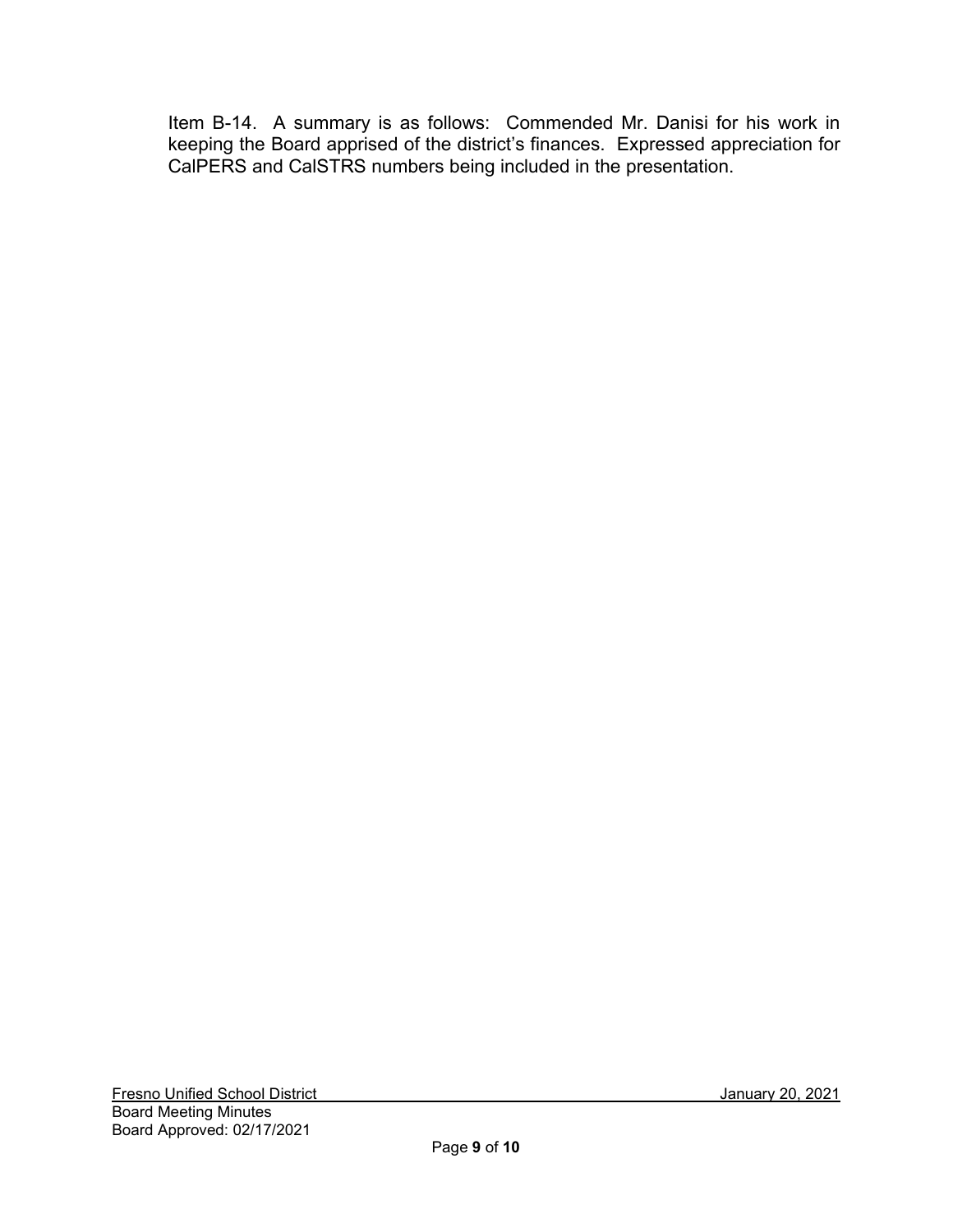Item B-14. A summary is as follows: Commended Mr. Danisi for his work in keeping the Board apprised of the district's finances. Expressed appreciation for CalPERS and CalSTRS numbers being included in the presentation.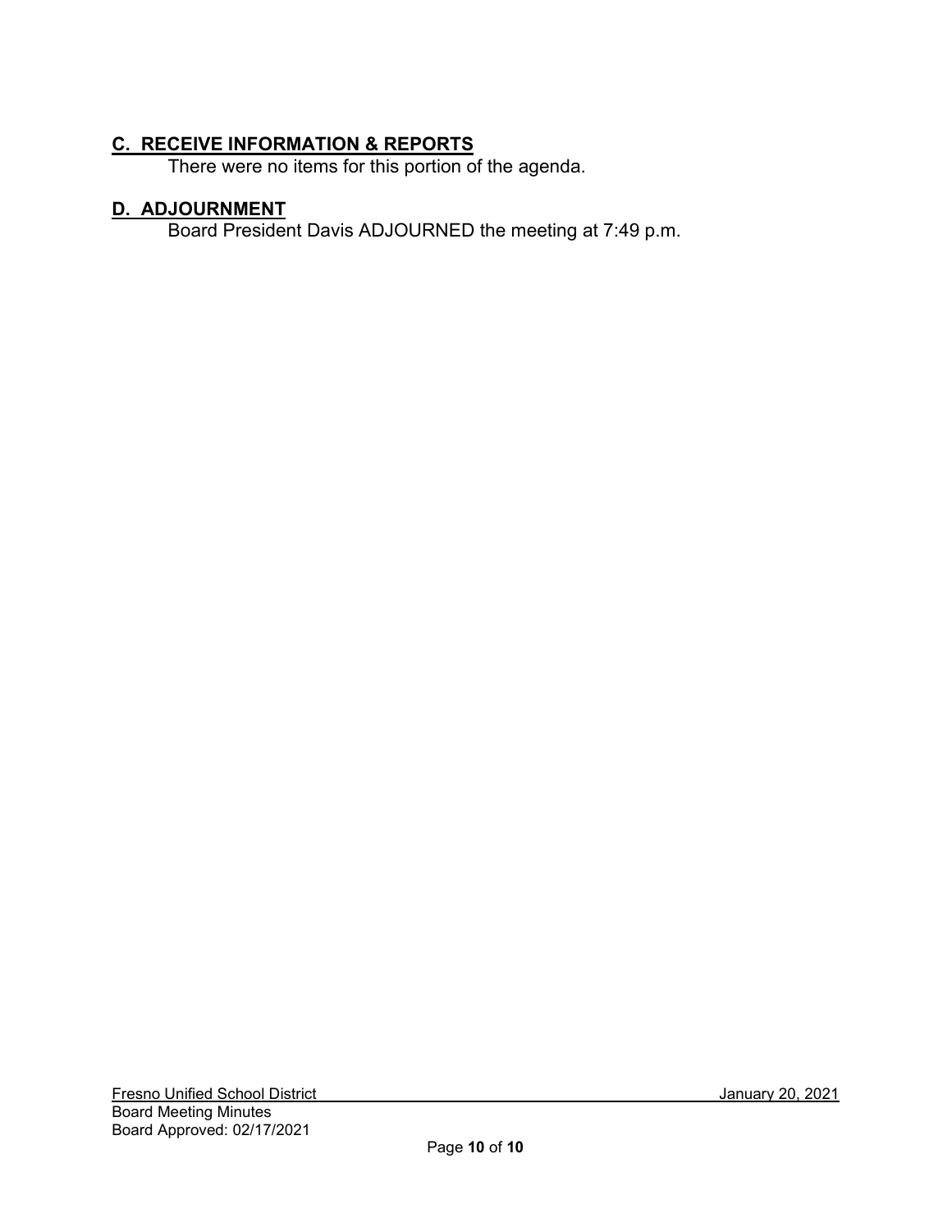## C. RECEIVE INFORMATION & REPORTS

There were no items for this portion of the agenda.

## D. ADJOURNMENT

Board President Davis ADJOURNED the meeting at 7:49 p.m.